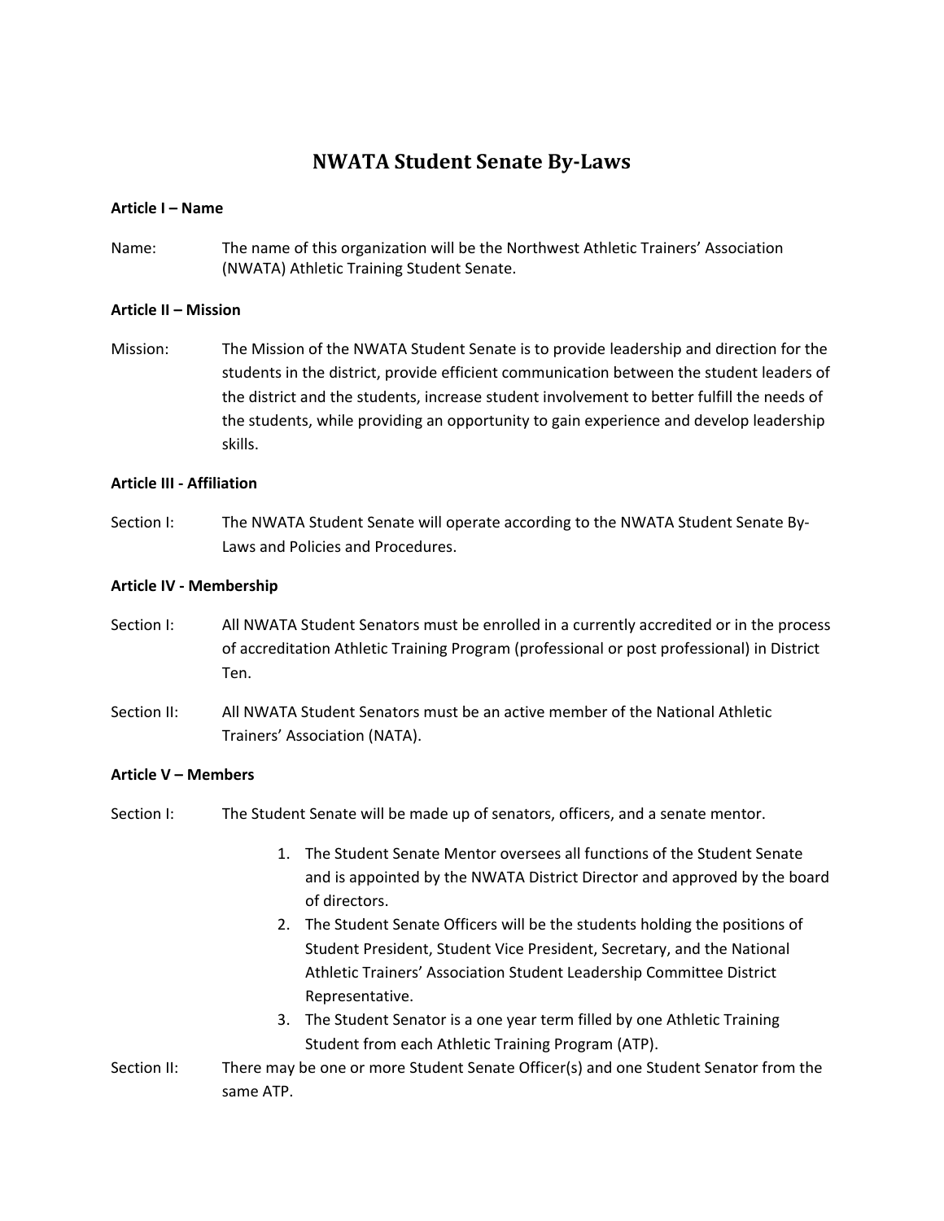# NWATA Student Senate By-Laws

**Article I – Name**

Name: The name of this organization will be the Northwest Athletic Trainers' Association (NWATA) Athletic Training Student Senate.

**Article II – Mission**

Mission: The Mission of the NWATA Student Senate is to provide leadership and direction for the students in the district, provide efficient communication between the student leaders of the district and the students, increase student involvement to better fulfill the needs of the students, while providing an opportunity to gain experience and develop leadership skills.

**Article III - Affiliation**

Section I: The NWATA Student Senate will operate according to the NWATA Student Senate By-Laws and Policies and Procedures.

**Article IV - Membership**

Section I: All NWATA Student Senators must be enrolled in a currently accredited or in the process of accreditation Athletic Training Program (professional or post professional) in District Ten.

Section II: All NWATA Student Senators must be an active member of the National Athletic Trainers' Association (NATA).

**Article V – Members**

Section I: The Student Senate will be made up of senators, officers, and a senate mentor.

1. The Student Senate Mentor oversees all functions of the Student Senate and is appointed by the NWATA District Director and approved by the board of directors.
2. The Student Senate Officers will be the students holding the positions of Student President, Student Vice President, Secretary, and the National Athletic Trainers' Association Student Leadership Committee District Representative.
3. The Student Senator is a one year term filled by one Athletic Training Student from each Athletic Training Program (ATP).

Section II: There may be one or more Student Senate Officer(s) and one Student Senator from the same ATP.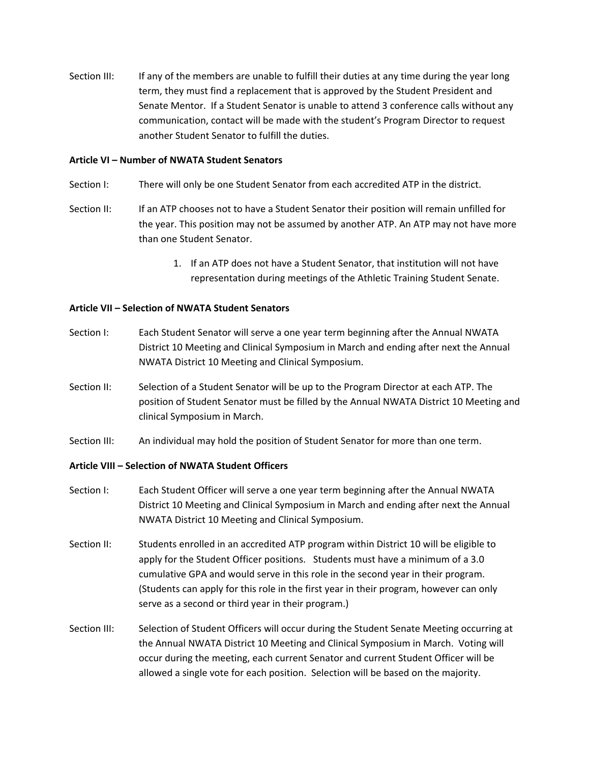Section III: If any of the members are unable to fulfill their duties at any time during the year long term, they must find a replacement that is approved by the Student President and Senate Mentor. If a Student Senator is unable to attend 3 conference calls without any communication, contact will be made with the student's Program Director to request another Student Senator to fulfill the duties.

**Article VI – Number of NWATA Student Senators**

Section I: There will only be one Student Senator from each accredited ATP in the district.

Section II: If an ATP chooses not to have a Student Senator their position will remain unfilled for the year. This position may not be assumed by another ATP. An ATP may not have more than one Student Senator.

1. If an ATP does not have a Student Senator, that institution will not have representation during meetings of the Athletic Training Student Senate.

**Article VII – Selection of NWATA Student Senators**

Section I: Each Student Senator will serve a one year term beginning after the Annual NWATA District 10 Meeting and Clinical Symposium in March and ending after next the Annual NWATA District 10 Meeting and Clinical Symposium.

Section II: Selection of a Student Senator will be up to the Program Director at each ATP. The position of Student Senator must be filled by the Annual NWATA District 10 Meeting and clinical Symposium in March.

Section III: An individual may hold the position of Student Senator for more than one term.

**Article VIII – Selection of NWATA Student Officers**

Section I: Each Student Officer will serve a one year term beginning after the Annual NWATA District 10 Meeting and Clinical Symposium in March and ending after next the Annual NWATA District 10 Meeting and Clinical Symposium.

Section II: Students enrolled in an accredited ATP program within District 10 will be eligible to apply for the Student Officer positions. Students must have a minimum of a 3.0 cumulative GPA and would serve in this role in the second year in their program. (Students can apply for this role in the first year in their program, however can only serve as a second or third year in their program.)

Section III: Selection of Student Officers will occur during the Student Senate Meeting occurring at the Annual NWATA District 10 Meeting and Clinical Symposium in March. Voting will occur during the meeting, each current Senator and current Student Officer will be allowed a single vote for each position. Selection will be based on the majority.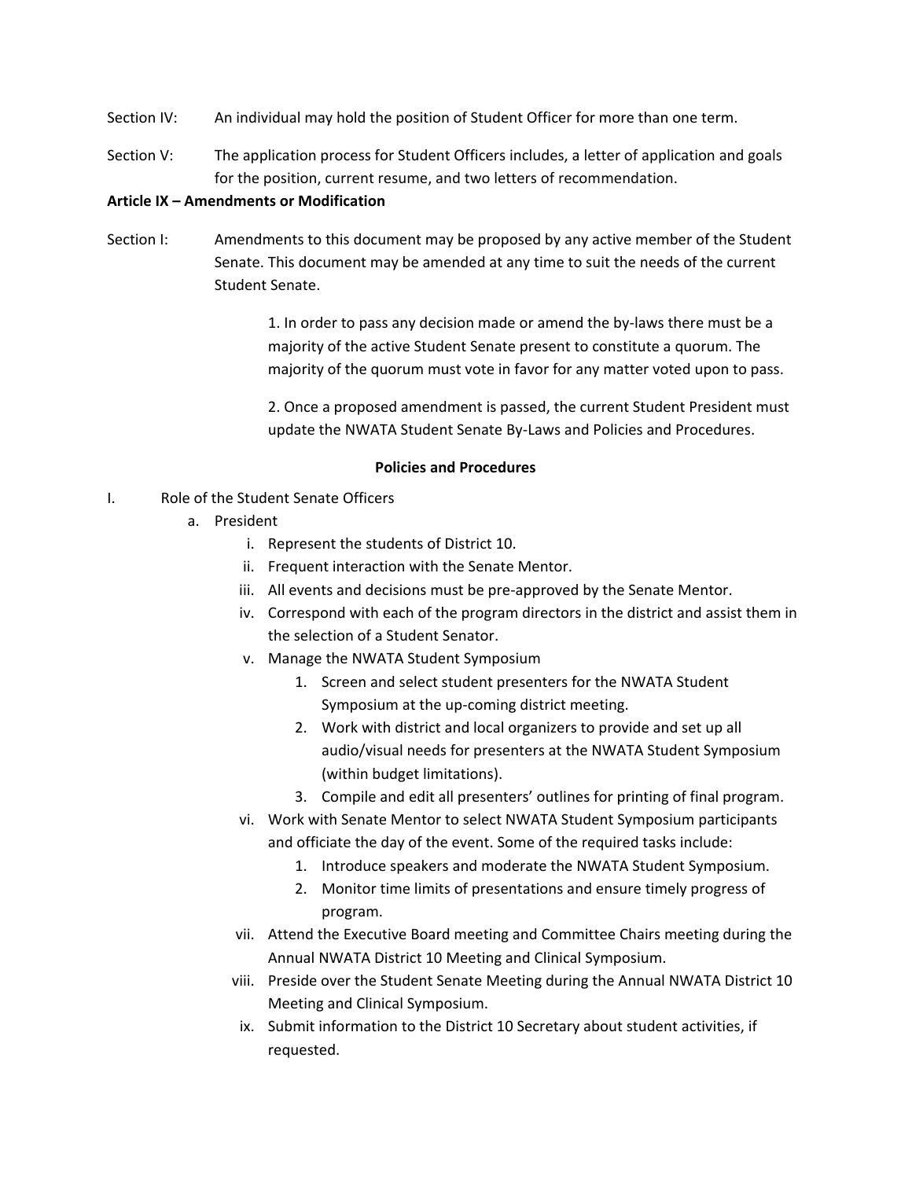Section IV: An individual may hold the position of Student Officer for more than one term.

Section V: The application process for Student Officers includes, a letter of application and goals for the position, current resume, and two letters of recommendation.

**Article IX – Amendments or Modification**

Section I: Amendments to this document may be proposed by any active member of the Student Senate. This document may be amended at any time to suit the needs of the current Student Senate.

> 1. In order to pass any decision made or amend the by-laws there must be a majority of the active Student Senate present to constitute a quorum. The majority of the quorum must vote in favor for any matter voted upon to pass.
>
> 2. Once a proposed amendment is passed, the current Student President must update the NWATA Student Senate By-Laws and Policies and Procedures.

**Policies and Procedures**

I. Role of the Student Senate Officers

- a. President
  - i. Represent the students of District 10.
  - ii. Frequent interaction with the Senate Mentor.
  - iii. All events and decisions must be pre-approved by the Senate Mentor.
  - iv. Correspond with each of the program directors in the district and assist them in the selection of a Student Senator.
  - v. Manage the NWATA Student Symposium
    1. Screen and select student presenters for the NWATA Student Symposium at the up-coming district meeting.
    2. Work with district and local organizers to provide and set up all audio/visual needs for presenters at the NWATA Student Symposium (within budget limitations).
    3. Compile and edit all presenters' outlines for printing of final program.
  - vi. Work with Senate Mentor to select NWATA Student Symposium participants and officiate the day of the event. Some of the required tasks include:
    1. Introduce speakers and moderate the NWATA Student Symposium.
    2. Monitor time limits of presentations and ensure timely progress of program.
  - vii. Attend the Executive Board meeting and Committee Chairs meeting during the Annual NWATA District 10 Meeting and Clinical Symposium.
  - viii. Preside over the Student Senate Meeting during the Annual NWATA District 10 Meeting and Clinical Symposium.
  - ix. Submit information to the District 10 Secretary about student activities, if requested.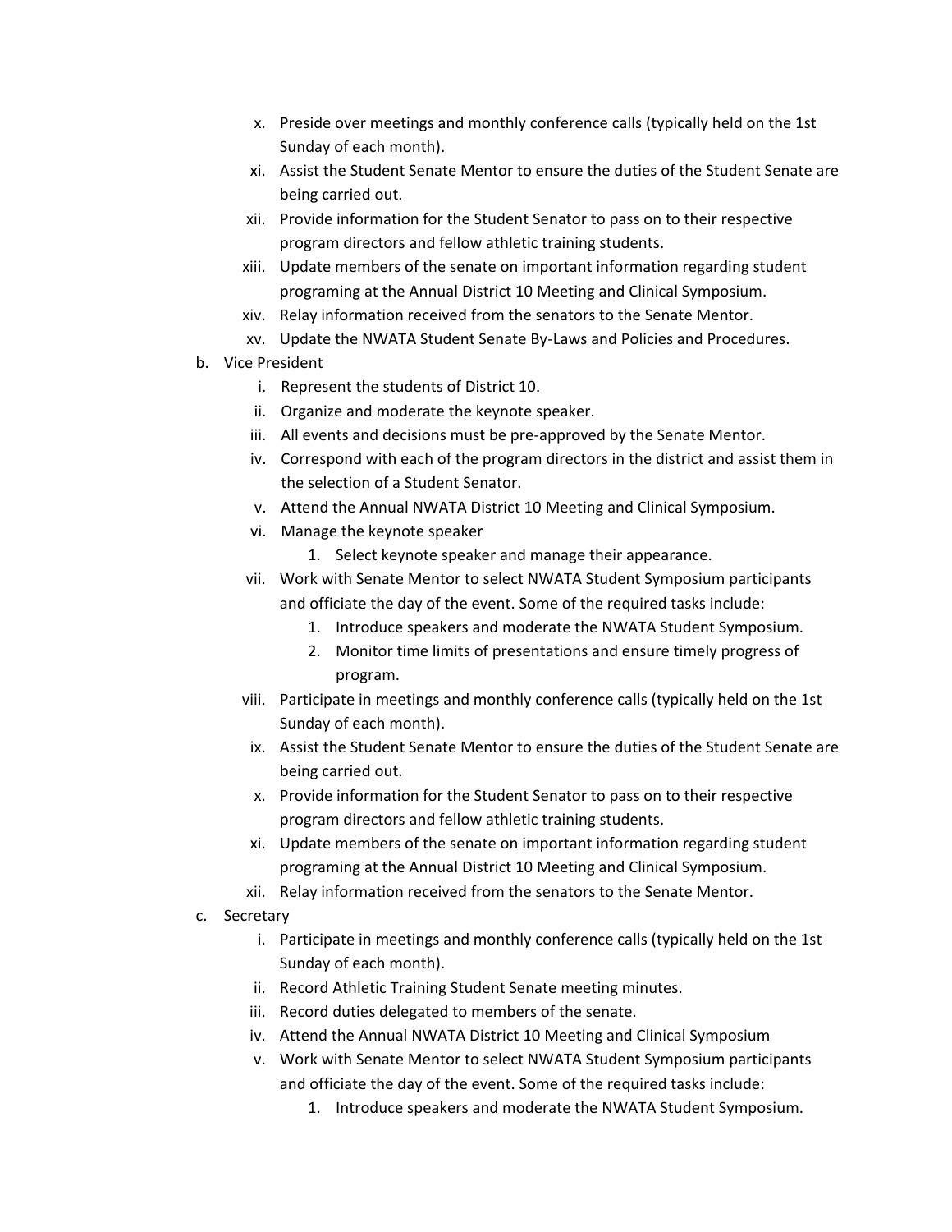x. Preside over meetings and monthly conference calls (typically held on the 1st Sunday of each month).
xi. Assist the Student Senate Mentor to ensure the duties of the Student Senate are being carried out.
xii. Provide information for the Student Senator to pass on to their respective program directors and fellow athletic training students.
xiii. Update members of the senate on important information regarding student programing at the Annual District 10 Meeting and Clinical Symposium.
xiv. Relay information received from the senators to the Senate Mentor.
xv. Update the NWATA Student Senate By-Laws and Policies and Procedures.

b. Vice President
   i. Represent the students of District 10.
   ii. Organize and moderate the keynote speaker.
   iii. All events and decisions must be pre-approved by the Senate Mentor.
   iv. Correspond with each of the program directors in the district and assist them in the selection of a Student Senator.
   v. Attend the Annual NWATA District 10 Meeting and Clinical Symposium.
   vi. Manage the keynote speaker
      1. Select keynote speaker and manage their appearance.
   vii. Work with Senate Mentor to select NWATA Student Symposium participants and officiate the day of the event. Some of the required tasks include:
      1. Introduce speakers and moderate the NWATA Student Symposium.
      2. Monitor time limits of presentations and ensure timely progress of program.
   viii. Participate in meetings and monthly conference calls (typically held on the 1st Sunday of each month).
   ix. Assist the Student Senate Mentor to ensure the duties of the Student Senate are being carried out.
   x. Provide information for the Student Senator to pass on to their respective program directors and fellow athletic training students.
   xi. Update members of the senate on important information regarding student programing at the Annual District 10 Meeting and Clinical Symposium.
   xii. Relay information received from the senators to the Senate Mentor.

c. Secretary
   i. Participate in meetings and monthly conference calls (typically held on the 1st Sunday of each month).
   ii. Record Athletic Training Student Senate meeting minutes.
   iii. Record duties delegated to members of the senate.
   iv. Attend the Annual NWATA District 10 Meeting and Clinical Symposium
   v. Work with Senate Mentor to select NWATA Student Symposium participants and officiate the day of the event. Some of the required tasks include:
      1. Introduce speakers and moderate the NWATA Student Symposium.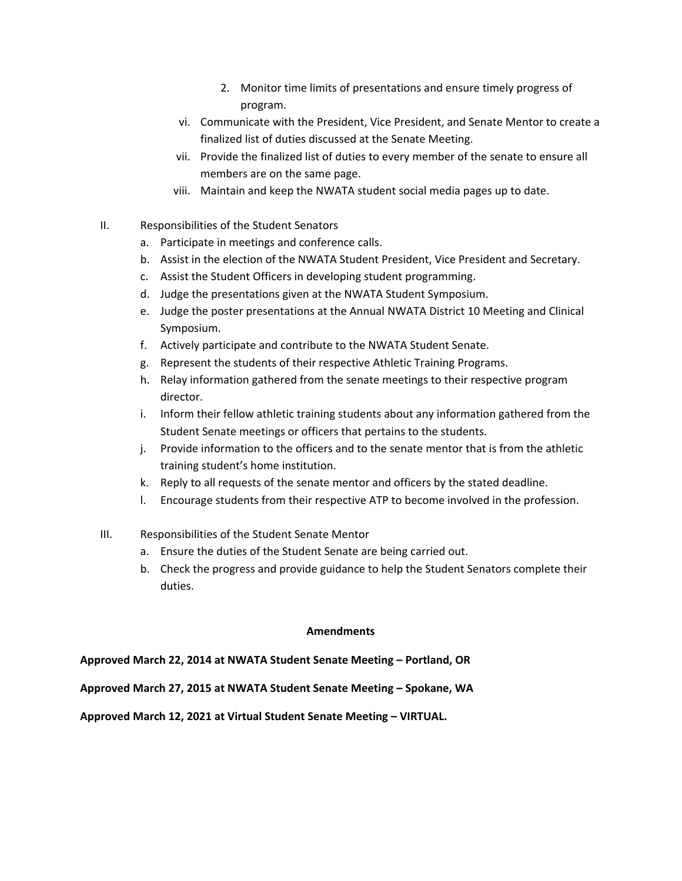2. Monitor time limits of presentations and ensure timely progress of program.

vi. Communicate with the President, Vice President, and Senate Mentor to create a finalized list of duties discussed at the Senate Meeting.

vii. Provide the finalized list of duties to every member of the senate to ensure all members are on the same page.

viii. Maintain and keep the NWATA student social media pages up to date.

II. Responsibilities of the Student Senators

a. Participate in meetings and conference calls.
b. Assist in the election of the NWATA Student President, Vice President and Secretary.
c. Assist the Student Officers in developing student programming.
d. Judge the presentations given at the NWATA Student Symposium.
e. Judge the poster presentations at the Annual NWATA District 10 Meeting and Clinical Symposium.
f. Actively participate and contribute to the NWATA Student Senate.
g. Represent the students of their respective Athletic Training Programs.
h. Relay information gathered from the senate meetings to their respective program director.
i. Inform their fellow athletic training students about any information gathered from the Student Senate meetings or officers that pertains to the students.
j. Provide information to the officers and to the senate mentor that is from the athletic training student's home institution.
k. Reply to all requests of the senate mentor and officers by the stated deadline.
l. Encourage students from their respective ATP to become involved in the profession.

III. Responsibilities of the Student Senate Mentor

a. Ensure the duties of the Student Senate are being carried out.
b. Check the progress and provide guidance to help the Student Senators complete their duties.

**Amendments**

**Approved March 22, 2014 at NWATA Student Senate Meeting – Portland, OR**

**Approved March 27, 2015 at NWATA Student Senate Meeting – Spokane, WA**

**Approved March 12, 2021 at Virtual Student Senate Meeting – VIRTUAL.**